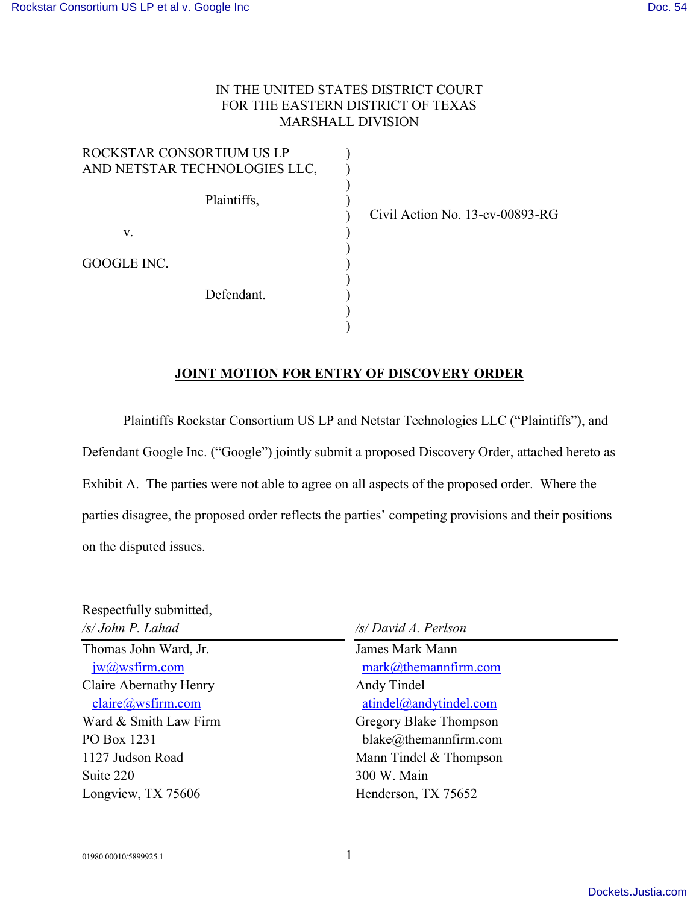IN THE UNITED STATES DISTRICT COURT
FOR THE EASTERN DISTRICT OF TEXAS
MARSHALL DIVISION

| | | |
|---|---|---|
| ROCKSTAR CONSORTIUM US LP AND NETSTAR TECHNOLOGIES LLC, | ) | |
| Plaintiffs, | ) | Civil Action No. 13-cv-00893-RG |
| v. | ) | |
| GOOGLE INC. | ) | |
| Defendant. | ) | |

**JOINT MOTION FOR ENTRY OF DISCOVERY ORDER**

Plaintiffs Rockstar Consortium US LP and Netstar Technologies LLC ("Plaintiffs"), and Defendant Google Inc. ("Google") jointly submit a proposed Discovery Order, attached hereto as Exhibit A. The parties were not able to agree on all aspects of the proposed order. Where the parties disagree, the proposed order reflects the parties' competing provisions and their positions on the disputed issues.

Respectfully submitted,

| *\/s/ John P. Lahad* | */s/ David A. Perlson* |
|---|---|
| Thomas John Ward, Jr. | James Mark Mann |
| jw@wsfirm.com | mark@themannfirm.com |
| Claire Abernathy Henry | Andy Tindel |
| claire@wsfirm.com | atindel@andytindel.com |
| Ward & Smith Law Firm | Gregory Blake Thompson |
| PO Box 1231 | blake@themannfirm.com |
| 1127 Judson Road | Mann Tindel & Thompson |
| Suite 220 | 300 W. Main |
| Longview, TX 75606 | Henderson, TX 75652 |

01980.00010/5899925.1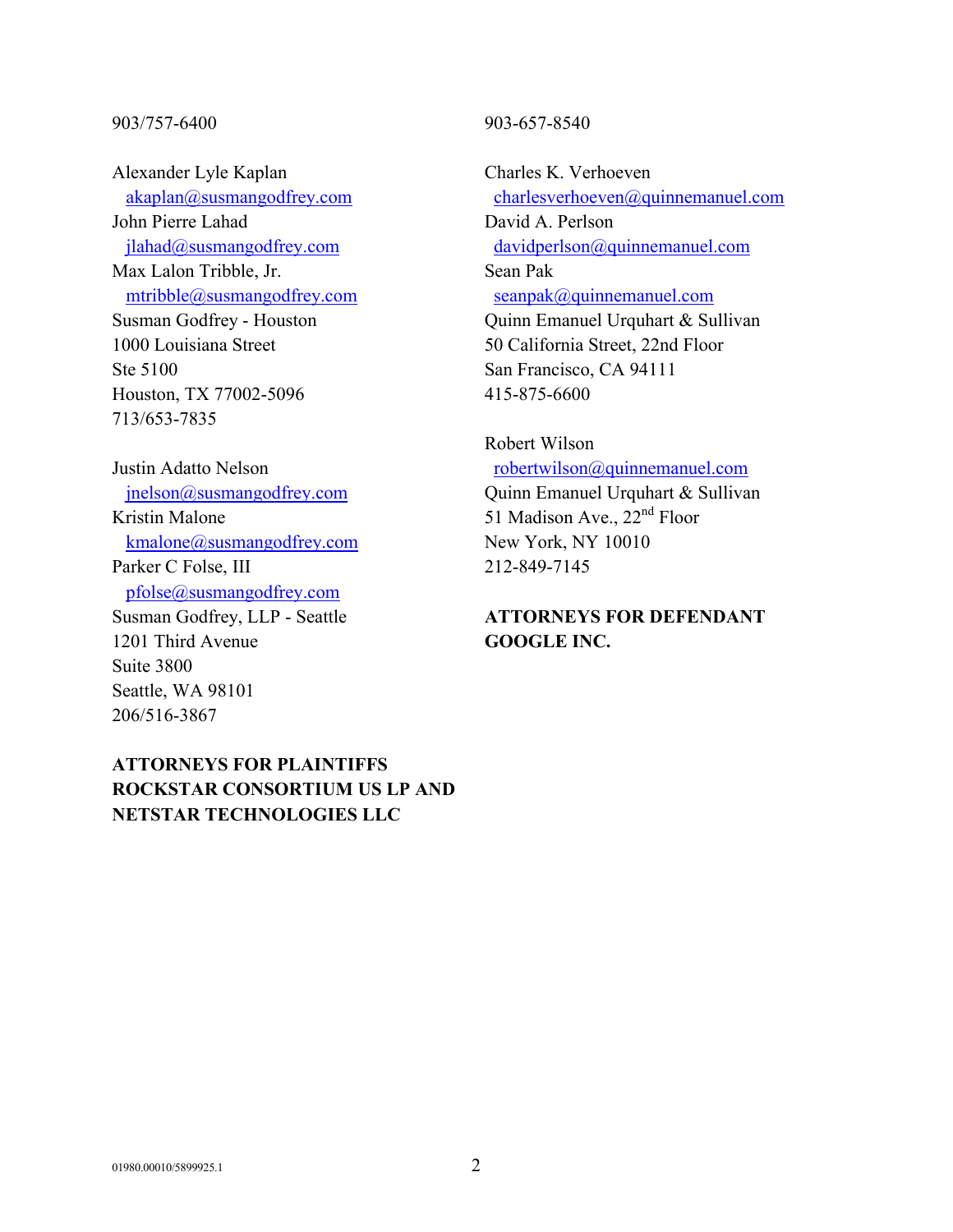903/757-6400

Alexander Lyle Kaplan
akaplan@susmangodfrey.com
John Pierre Lahad
jlahad@susmangodfrey.com
Max Lalon Tribble, Jr.
mtribble@susmangodfrey.com
Susman Godfrey - Houston
1000 Louisiana Street
Ste 5100
Houston, TX 77002-5096
713/653-7835

Justin Adatto Nelson
jnelson@susmangodfrey.com
Kristin Malone
kmalone@susmangodfrey.com
Parker C Folse, III
pfolse@susmangodfrey.com
Susman Godfrey, LLP - Seattle
1201 Third Avenue
Suite 3800
Seattle, WA 98101
206/516-3867

**ATTORNEYS FOR PLAINTIFFS ROCKSTAR CONSORTIUM US LP AND NETSTAR TECHNOLOGIES LLC**

903-657-8540

Charles K. Verhoeven
charlesverhoeven@quinnemanuel.com
David A. Perlson
davidperlson@quinnemanuel.com
Sean Pak
seanpak@quinnemanuel.com
Quinn Emanuel Urquhart & Sullivan
50 California Street, 22nd Floor
San Francisco, CA 94111
415-875-6600

Robert Wilson
robertwilson@quinnemanuel.com
Quinn Emanuel Urquhart & Sullivan
51 Madison Ave., 22nd Floor
New York, NY 10010
212-849-7145

**ATTORNEYS FOR DEFENDANT GOOGLE INC.**

01980.00010/5899925.1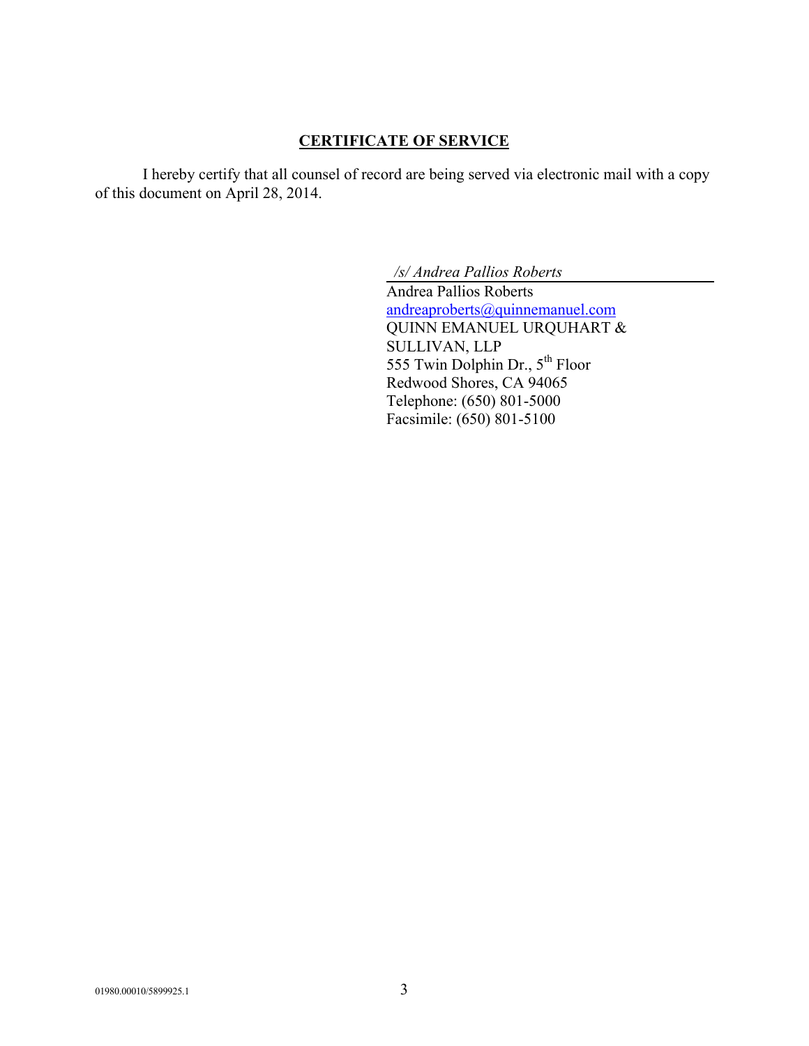## **CERTIFICATE OF SERVICE**

I hereby certify that all counsel of record are being served via electronic mail with a copy of this document on April 28, 2014.

*/s/ Andrea Pallios Roberts*
Andrea Pallios Roberts
andreaproberts@quinnemanuel.com
QUINN EMANUEL URQUHART & SULLIVAN, LLP
555 Twin Dolphin Dr., 5th Floor
Redwood Shores, CA 94065
Telephone: (650) 801-5000
Facsimile: (650) 801-5100

01980.00010/5899925.1